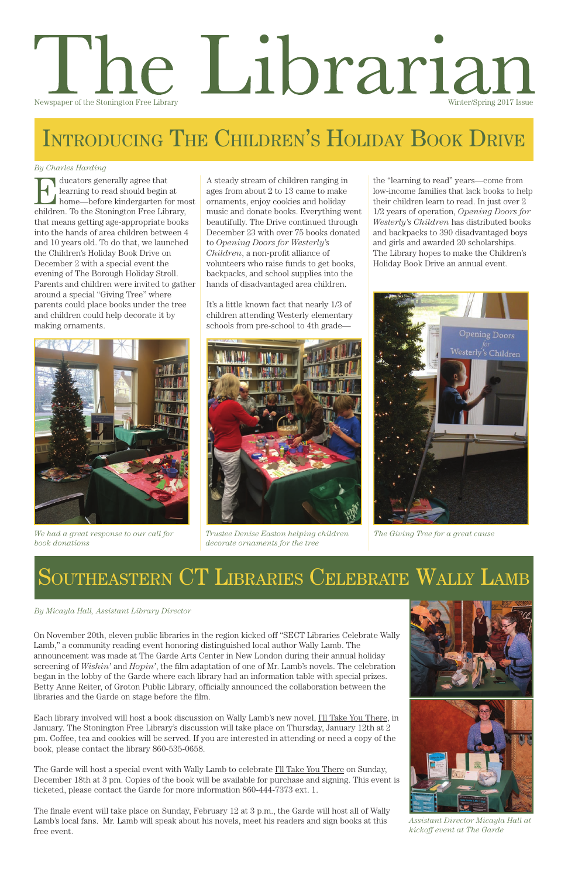# The Librarian

Newspaper of the Stonington Free Library

Winter/Spring 2017 Issue

## Introducing The Children's Holiday Book Drive

*By Charles Harding*

Educators generally agree that learning to read should begin at home—before kindergarten for most children. To the Stonington Free Library, that means getting age-appropriate books into the hands of area children between 4 and 10 years old. To do that, we launched the Children's Holiday Book Drive on December 2 with a special event the evening of The Borough Holiday Stroll. Parents and children were invited to gather around a special "Giving Tree" where parents could place books under the tree and children could help decorate it by making ornaments.

A steady stream of children ranging in ages from about 2 to 13 came to make ornaments, enjoy cookies and holiday music and donate books. Everything went beautifully. The Drive continued through December 23 with over 75 books donated to *Opening Doors for Westerly's Children*, a non-profit alliance of volunteers who raise funds to get books, backpacks, and school supplies into the hands of disadvantaged area children.

It's a little known fact that nearly 1/3 of children attending Westerly elementary schools from pre-school to 4th grade—the "learning to read" years—come from low-income families that lack books to help their children learn to read. In just over 2 1/2 years of operation, *Opening Doors for Westerly's Children* has distributed books and backpacks to 390 disadvantaged boys and girls and awarded 20 scholarships. The Library hopes to make the Children's Holiday Book Drive an annual event.

*We had a great response to our call for book donations*

*Trustee Denise Easton helping children decorate ornaments for the tree*

*The Giving Tree for a great cause*

## Southeastern CT Libraries Celebrate Wally Lamb

*By Micayla Hall, Assistant Library Director*

On November 20th, eleven public libraries in the region kicked off "SECT Libraries Celebrate Wally Lamb," a community reading event honoring distinguished local author Wally Lamb. The announcement was made at The Garde Arts Center in New London during their annual holiday screening of *Wishin'* and *Hopin'*, the film adaptation of one of Mr. Lamb's novels. The celebration began in the lobby of the Garde where each library had an information table with special prizes. Betty Anne Reiter, of Groton Public Library, officially announced the collaboration between the libraries and the Garde on stage before the film.

Each library involved will host a book discussion on Wally Lamb's new novel, <u>I'll Take You There</u>, in January. The Stonington Free Library's discussion will take place on Thursday, January 12th at 2 pm. Coffee, tea and cookies will be served. If you are interested in attending or need a copy of the book, please contact the library 860-535-0658.

The Garde will host a special event with Wally Lamb to celebrate <u>I'll Take You There</u> on Sunday, December 18th at 3 pm. Copies of the book will be available for purchase and signing. This event is ticketed, please contact the Garde for more information 860-444-7373 ext. 1.

The finale event will take place on Sunday, February 12 at 3 p.m., the Garde will host all of Wally Lamb's local fans. Mr. Lamb will speak about his novels, meet his readers and sign books at this free event.

*Assistant Director Micayla Hall at kickoff event at The Garde*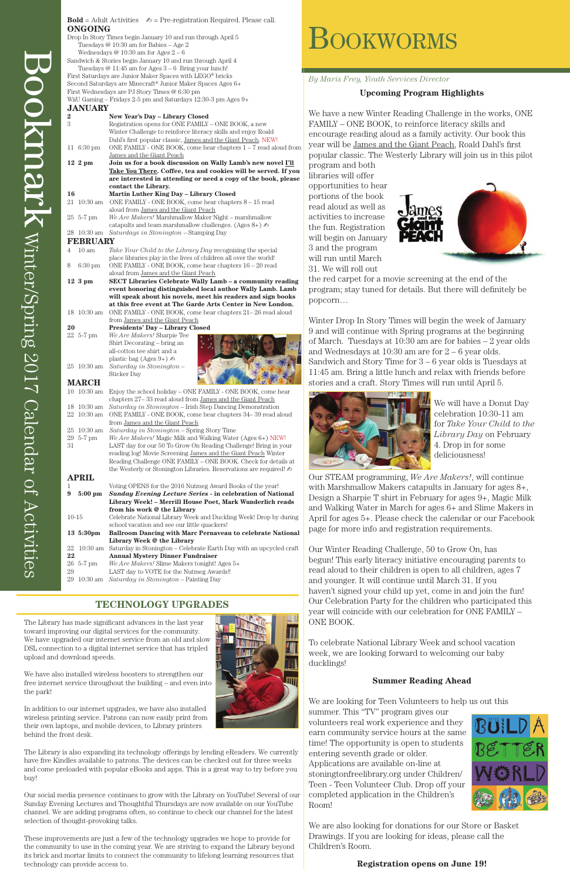# Bookmark Winter/Spring 2017 Calendar of Activities

**Bold** = Adult Activities ✍ = Pre-registration Required. Please call.

## ONGOING

Drop In Story Times begin January 10 and run through April 5
Tuesdays @ 10:30 am for Babies – Age 2
Wednesdays @ 10:30 am for Ages 2 – 6
Sandwich & Stories begin January 10 and run through April 4
Tuesdays @ 11:45 am for Ages 3 – 6 Bring your lunch!
First Saturdays are Junior Maker Spaces with LEGO® bricks
Second Saturdays are Minecraft® Junior Maker Spaces Ages 6+
First Wednesdays are PJ Story Times @ 6:30 pm
WiiU Gaming – Fridays 2-5 pm and Saturdays 12:30-3 pm Ages 9+

## JANUARY

**2** **New Year's Day – Library Closed**
3 Registration opens for ONE FAMILY – ONE BOOK, a new Winter Challenge to reinforce literacy skills and enjoy Roald Dahl's first popular classic, James and the Giant Peach. NEW!
11 6:30 pm ONE FAMILY - ONE BOOK, come hear chapters 1 – 7 read aloud from James and the Giant Peach
**12 2 pm** **Join us for a book discussion on Wally Lamb's new novel I'll Take You There. Coffee, tea and cookies will be served. If you are interested in attending or need a copy of the book, please contact the Library.**
**16** **Martin Luther King Day – Library Closed**
21 10:30 am ONE FAMILY - ONE BOOK, come hear chapters 8 – 15 read aloud from James and the Giant Peach
25 5-7 pm *We Are Makers!* Marshmallow Maker Night – marshmallow catapults and team marshmallow challenges. (Ages 8+) ✍
28 10:30 am *Saturdays in Stonington* – Stamping Day

## FEBRUARY

4 10 am *Take Your Child to the Library Day* recognizing the special place libraries play in the lives of children all over the world!
8 6:30 pm ONE FAMILY - ONE BOOK, come hear chapters 16 – 20 read aloud from James and the Giant Peach
**12 3 pm** **SECT Libraries Celebrate Wally Lamb – a community reading event honoring distinguished local author Wally Lamb. Lamb will speak about his novels, meet his readers and sign books at this free event at The Garde Arts Center in New London.**
18 10:30 am ONE FAMILY - ONE BOOK, come hear chapters 21– 26 read aloud from James and the Giant Peach
**20** **Presidents' Day – Library Closed**
22 5-7 pm *We Are Makers!* Sharpie Tee Shirt Decorating – bring an all-cotton tee shirt and a plastic bag (Ages 9+) ✍
25 10:30 am *Saturday in Stonington* – Sticker Day

## MARCH

10 10:30 am Enjoy the school holiday – ONE FAMILY - ONE BOOK, come hear chapters 27– 33 read aloud from James and the Giant Peach
18 10:30 am *Saturday in Stonington* – Irish Step Dancing Demonstration
22 10:30 am ONE FAMILY - ONE BOOK, come hear chapters 34– 39 read aloud from James and the Giant Peach
25 10:30 am *Saturday in Stonington* – Spring Story Time
29 5-7 pm *We Are Makers!* Magic Milk and Walking Water (Ages 6+) NEW!
31 LAST day for our 50 To Grow On Reading Challenge! Bring in your reading log! Movie Screening James and the Giant Peach Winter Reading Challenge ONE FAMILY - ONE BOOK. Check for details at the Westerly or Stonington Libraries. Reservations are required! ✍

## APRIL

1 Voting OPENS for the 2016 Nutmeg Award Books of the year!
**9 5:00 pm** ***Sunday Evening Lecture Series*** **- in celebration of National Library Week! – Merrill House Poet, Mark Wunderlich reads from his work @ the Library**
10-15 Celebrate National Library Week and Duckling Week! Drop by during school vacation and see our little quackers!
**13 5:30pm** **Ballroom Dancing with Marc Pernaveau to celebrate National Library Week @ the Library**
22 10:30 am Saturday in Stonington – Celebrate Earth Day with an upcycled craft
**22** **Annual Mystery Dinner Fundraiser**
26 5-7 pm *We Are Makers!* Slime Makers tonight! Ages 5+
29 LAST day to VOTE for the Nutmeg Awards!!
29 10:30 am *Saturday in Stonington* – Painting Day

## TECHNOLOGY UPGRADES

The Library has made significant advances in the last year toward improving our digital services for the community. We have upgraded our internet service from an old and slow DSL connection to a digital internet service that has tripled upload and download speeds.

We have also installed wireless boosters to strengthen our free internet service throughout the building – and even into the park!

In addition to our internet upgrades, we have also installed wireless printing service. Patrons can now easily print from their own laptops, and mobile devices, to Library printers behind the front desk.

The Library is also expanding its technology offerings by lending eReaders. We currently have five Kindles available to patrons. The devices can be checked out for three weeks and come preloaded with popular eBooks and apps. This is a great way to try before you buy!

Our social media presence continues to grow with the Library on YouTube! Several of our Sunday Evening Lectures and Thoughtful Thursdays are now available on our YouTube channel. We are adding programs often, so continue to check our channel for the latest selection of thought-provoking talks.

These improvements are just a few of the technology upgrades we hope to provide for the community to use in the coming year. We are striving to expand the Library beyond its brick and mortar limits to connect the community to lifelong learning resources that technology can provide access to.

# Bookworms

*By Maris Frey, Youth Services Director*

### Upcoming Program Highlights

We have a new Winter Reading Challenge in the works, ONE FAMILY – ONE BOOK, to reinforce literacy skills and encourage reading aloud as a family activity. Our book this year will be James and the Giant Peach, Roald Dahl's first popular classic. The Westerly Library will join us in this pilot program and both libraries will offer opportunities to hear portions of the book read aloud as well as activities to increase the fun. Registration will begin on January 3 and the program will run until March 31. We will roll out the red carpet for a movie screening at the end of the program; stay tuned for details. But there will definitely be popcorn…

Winter Drop In Story Times will begin the week of January 9 and will continue with Spring programs at the beginning of March. Tuesdays at 10:30 am are for babies – 2 year olds and Wednesdays at 10:30 am are for 2 – 6 year olds. Sandwich and Story Time for 3 – 6 year olds is Tuesdays at 11:45 am. Bring a little lunch and relax with friends before stories and a craft. Story Times will run until April 5.

We will have a Donut Day celebration 10:30-11 am for *Take Your Child to the Library Day* on February 4. Drop in for some deliciousness!

Our STEAM programming, *We Are Makers!*, will continue with Marshmallow Makers catapults in January for ages 8+, Design a Sharpie T shirt in February for ages 9+, Magic Milk and Walking Water in March for ages 6+ and Slime Makers in April for ages 5+. Please check the calendar or our Facebook page for more info and registration requirements.

Our Winter Reading Challenge, 50 to Grow On, has begun! This early literacy initiative encouraging parents to read aloud to their children is open to all children, ages 7 and younger. It will continue until March 31. If you haven't signed your child up yet, come in and join the fun! Our Celebration Party for the children who participated this year will coincide with our celebration for ONE FAMILY – ONE BOOK.

To celebrate National Library Week and school vacation week, we are looking forward to welcoming our baby ducklings!

### Summer Reading Ahead

We are looking for Teen Volunteers to help us out this summer. This "TV" program gives our volunteers real work experience and they earn community service hours at the same time! The opportunity is open to students entering seventh grade or older. Applications are available on-line at stoningtonfreelibrary.org under Children/ Teen - Teen Volunteer Club. Drop off your completed application in the Children's Room!

We are also looking for donations for our Store or Basket Drawings. If you are looking for ideas, please call the Children's Room.

**Registration opens on June 19!**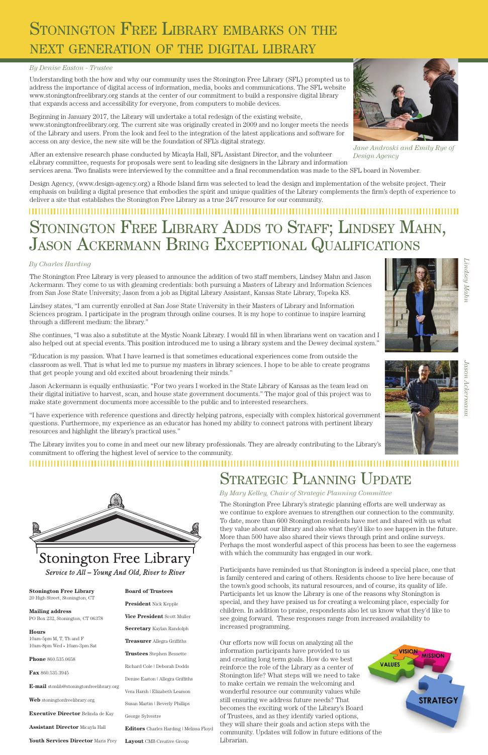# Stonington Free Library embarks on the next generation of the digital library

*By Denise Easton - Trustee*

Understanding both the how and why our community uses the Stonington Free Library (SFL) prompted us to address the importance of digital access of information, media, books and communications. The SFL website www.stoningtonfreelibrary.org stands at the center of our commitment to build a responsive digital library that expands access and accessibility for everyone, from computers to mobile devices.

Beginning in January 2017, the Library will undertake a total redesign of the existing website, www.stoningtonfreelibrary.org. The current site was originally created in 2009 and no longer meets the needs of the Library and users. From the look and feel to the integration of the latest applications and software for access on any device, the new site will be the foundation of SFL's digital strategy.

*Jane Androski and Emily Rye of Design Agency*

After an extensive research phase conducted by Micayla Hall, SFL Assistant Director, and the volunteer eLibrary committee, requests for proposals were sent to leading site designers in the Library and information services arena. Two finalists were interviewed by the committee and a final recommendation was made to the SFL board in November.

Design Agency, (www.design-agency.org) a Rhode Island firm was selected to lead the design and implementation of the website project. Their emphasis on building a digital presence that embodies the spirit and unique qualities of the Library complements the firm's depth of experience to deliver a site that establishes the Stonington Free Library as a true 24/7 resource for our community.

# Stonington Free Library Adds to Staff; Lindsey Mahn, Jason Ackermann Bring Exceptional Qualifications

*By Charles Harding*

The Stonington Free Library is very pleased to announce the addition of two staff members, Lindsey Mahn and Jason Ackermann. They come to us with gleaming credentials: both pursuing a Masters of Library and Information Sciences from San Jose State University; Jason from a job as Digital Library Assistant, Kansas State Library, Topeka KS.

Lindsey states, "I am currently enrolled at San Jose State University in their Masters of Library and Information Sciences program. I participate in the program through online courses. It is my hope to continue to inspire learning through a different medium: the library."

She continues, "I was also a substitute at the Mystic Noank Library. I would fill in when librarians went on vacation and I also helped out at special events. This position introduced me to using a library system and the Dewey decimal system."

"Education is my passion. What I have learned is that sometimes educational experiences come from outside the classroom as well. That is what led me to pursue my masters in library sciences. I hope to be able to create programs that get people young and old excited about broadening their minds."

Jason Ackermann is equally enthusiastic. "For two years I worked in the State Library of Kansas as the team lead on their digital initiative to harvest, scan, and house state government documents." The major goal of this project was to make state government documents more accessible to the public and to interested researchers.

"I have experience with reference questions and directly helping patrons, especially with complex historical government questions. Furthermore, my experience as an educator has honed my ability to connect patrons with pertinent library resources and highlight the library's practical uses."

The Library invites you to come in and meet our new library professionals. They are already contributing to the Library's commitment to offering the highest level of service to the community.

*Lindsey Mahn*

*Jason Ackermann*

# Strategic Planning Update

*By Mary Kelley, Chair of Strategic Planning Committee*

The Stonington Free Library's strategic planning efforts are well underway as we continue to explore avenues to strengthen our connection to the community. To date, more than 600 Stonington residents have met and shared with us what they value about our library and also what they'd like to see happen in the future. More than 500 have also shared their views through print and online surveys. Perhaps the most wonderful aspect of this process has been to see the eagerness with which the community has engaged in our work.

Participants have reminded us that Stonington is indeed a special place, one that is family centered and caring of others. Residents choose to live here because of the town's good schools, its natural resources, and of course, its quality of life. Participants let us know the Library is one of the reasons why Stonington is special, and they have praised us for creating a welcoming place, especially for children. In addition to praise, respondents also let us know what they'd like to see going forward. These responses range from increased availability to increased programming.

Our efforts now will focus on analyzing all the information participants have provided to us and creating long term goals. How do we best reinforce the role of the Library as a center of Stonington life? What steps will we need to take to make certain we remain the welcoming and wonderful resource our community values while still ensuring we address future needs? That becomes the exciting work of the Library's Board of Trustees, and as they identify varied options, they will share their goals and action steps with the community. Updates will follow in future editions of the Librarian.

## Stonington Free Library

*Service to All – Young And Old, River to River*

**Stonington Free Library**
20 High Street, Stonington, CT

**Mailing address**
PO Box 232, Stonington, CT 06378

**Hours**
10am-5pm M, T, Th and F
10am-8pm Wed • 10am-3pm Sat

**Phone** 860.535.0658

**Fax** 860.535.3945

**E-mail** stonlib@stoningtonfreelibrary.org

**Web** stoningtonfreelibrary.org

**Executive Director** Belinda de Kay

**Assistant Director** Micayla Hall

**Youth Services Director** Maris Frey

**Board of Trustees**

**President** Nick Kepple

**Vice President** Scott Muller

**Secretary** Kaylan Randolph

**Treasurer** Allegra Griffiths

**Trustees** Stephen Bessette

Richard Cole | Deborah Dodds

Denise Easton | Allegra Griffiths

Vera Harsh | Elizabeth Leamon

Susan Martin | Beverly Phillips

George Sylvestre

**Editors** Charles Harding | Melissa Floyd

**Layout** CMB Creative Group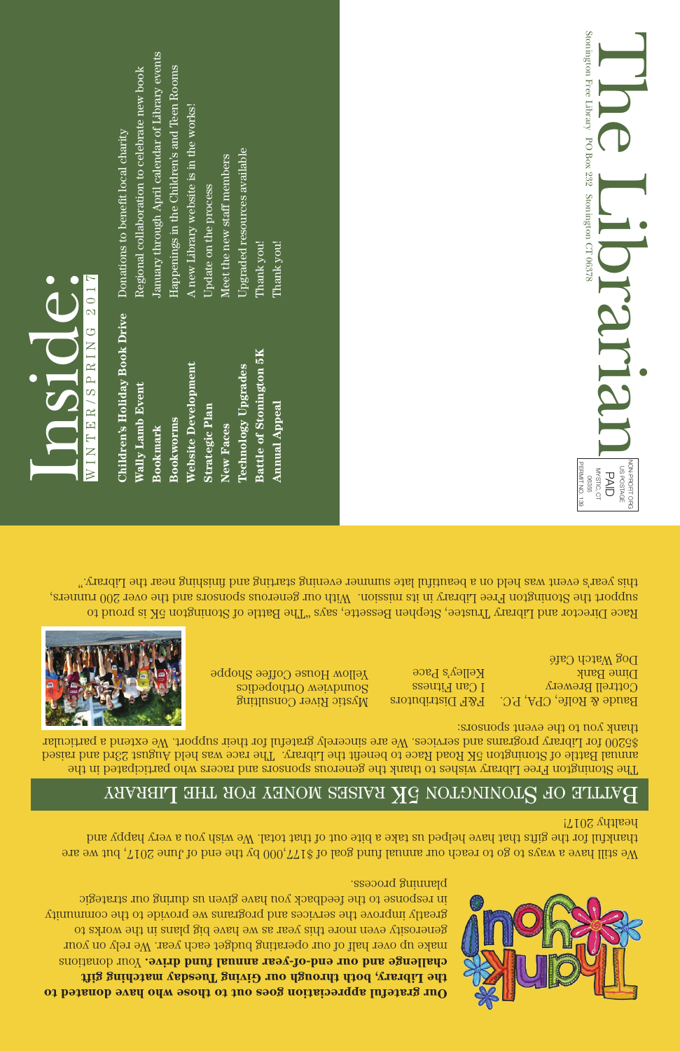# The Librarian

Stonington Free Library PO Box 232 Stonington CT 06378

NON-PROFIT ORG
US POSTAGE
PAID
MYSTIC, CT
06355
PERMIT NO. 139

# Inside:

WINTER/SPRING 2017

**Children's Holiday Book Drive** Donations to benefit local charity
**Wally Lamb Event** Regional collaboration to celebrate new book
**Bookmark** January through April calendar of Library events
**Bookworms** Happenings in the Children's and Teen Rooms
**Website Development** A new Library website is in the works!
**Strategic Plan** Update on the process
**New Faces** Meet the new staff members
**Technology Upgrades** Upgraded resources available
**Battle of Stonington 5K** Thank you!
**Annual Appeal** Thank you!

**Our grateful appreciation goes out to those who have donated to the Library, both through our Giving Tuesday matching gift challenge and our end-of-year annual fund drive.** Your donations make up over half of our operating budget each year. We rely on your generosity even more this year as we have big plans in the works to greatly improve the services and programs we provide to the community in response to the feedback you have given us during our strategic planning process.

We still have a ways to go to reach our annual fund goal of $177,000 by the end of June 2017, but we are thankful for the gifts that have helped us take a bite out of that total. We wish you a very happy and healthy 2017!

## Battle of Stonington 5K Raises Money for the Library

The Stonington Free Library wishes to thank the generous sponsors and racers who participated in the annual Battle of Stonington 5K Road Race to benefit the Library. The race was held August 23rd and raised $5200 for Library programs and services. We are sincerely grateful for their support. We extend a particular thank you to the event sponsors:

| | | |
|---|---|---|
| Baude & Rolfe, CPA, P.C. | F&F Distributors | Mystic River Consulting |
| Cottrell Brewery | I Can Fitness | Soundview Orthopedics |
| Dime Bank | Kelley's Pace | Yellow House Coffee Shoppe |
| Dog Watch Café | | |

Race Director and Library Trustee, Stephen Bessette, says "The Battle of Stonington 5K is proud to support the Stonington Free Library in its mission. With our generous sponsors and the over 200 runners, this year's event was held on a beautiful late summer evening starting and finishing near the Library."